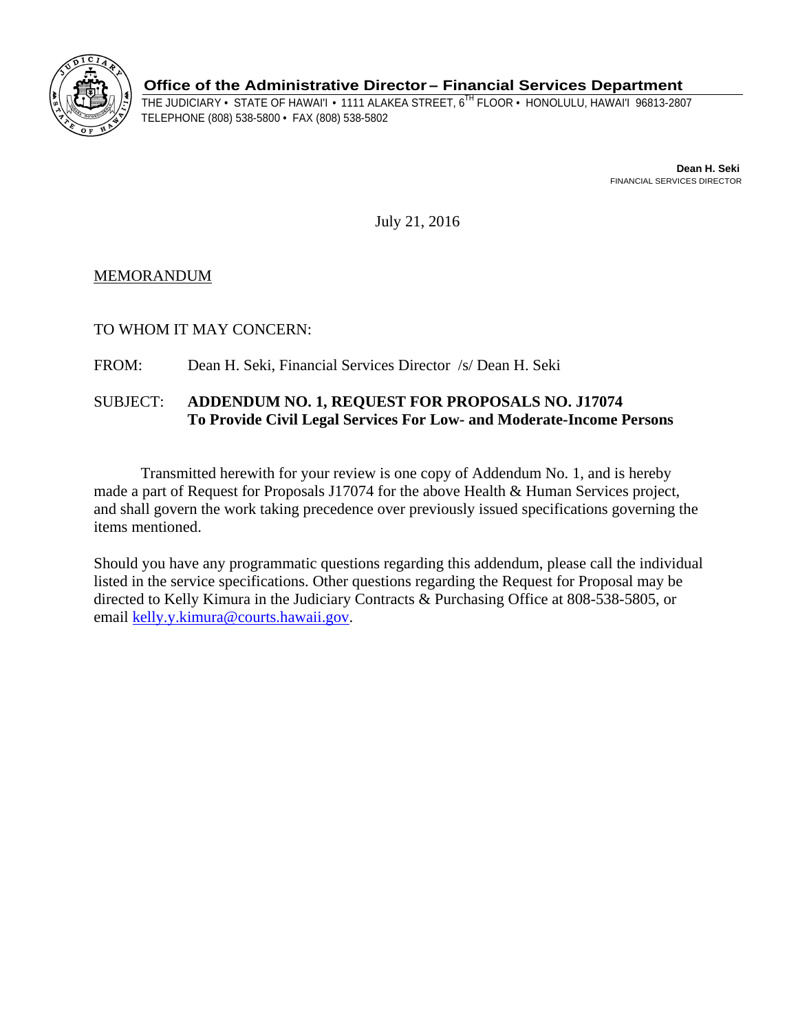**Office of the Administrative Director – Financial Services Department**

THE JUDICIARY • STATE OF HAWAI'I • 1111 ALAKEA STREET, 6TH FLOOR • HONOLULU, HAWAI'I 96813-2807
TELEPHONE (808) 538-5800 • FAX (808) 538-5802

**Dean H. Seki**
FINANCIAL SERVICES DIRECTOR

July 21, 2016

MEMORANDUM

TO WHOM IT MAY CONCERN:

FROM: Dean H. Seki, Financial Services Director /s/ Dean H. Seki

SUBJECT: **ADDENDUM NO. 1, REQUEST FOR PROPOSALS NO. J17074**
**To Provide Civil Legal Services For Low- and Moderate-Income Persons**

Transmitted herewith for your review is one copy of Addendum No. 1, and is hereby made a part of Request for Proposals J17074 for the above Health & Human Services project, and shall govern the work taking precedence over previously issued specifications governing the items mentioned.

Should you have any programmatic questions regarding this addendum, please call the individual listed in the service specifications. Other questions regarding the Request for Proposal may be directed to Kelly Kimura in the Judiciary Contracts & Purchasing Office at 808-538-5805, or email kelly.y.kimura@courts.hawaii.gov.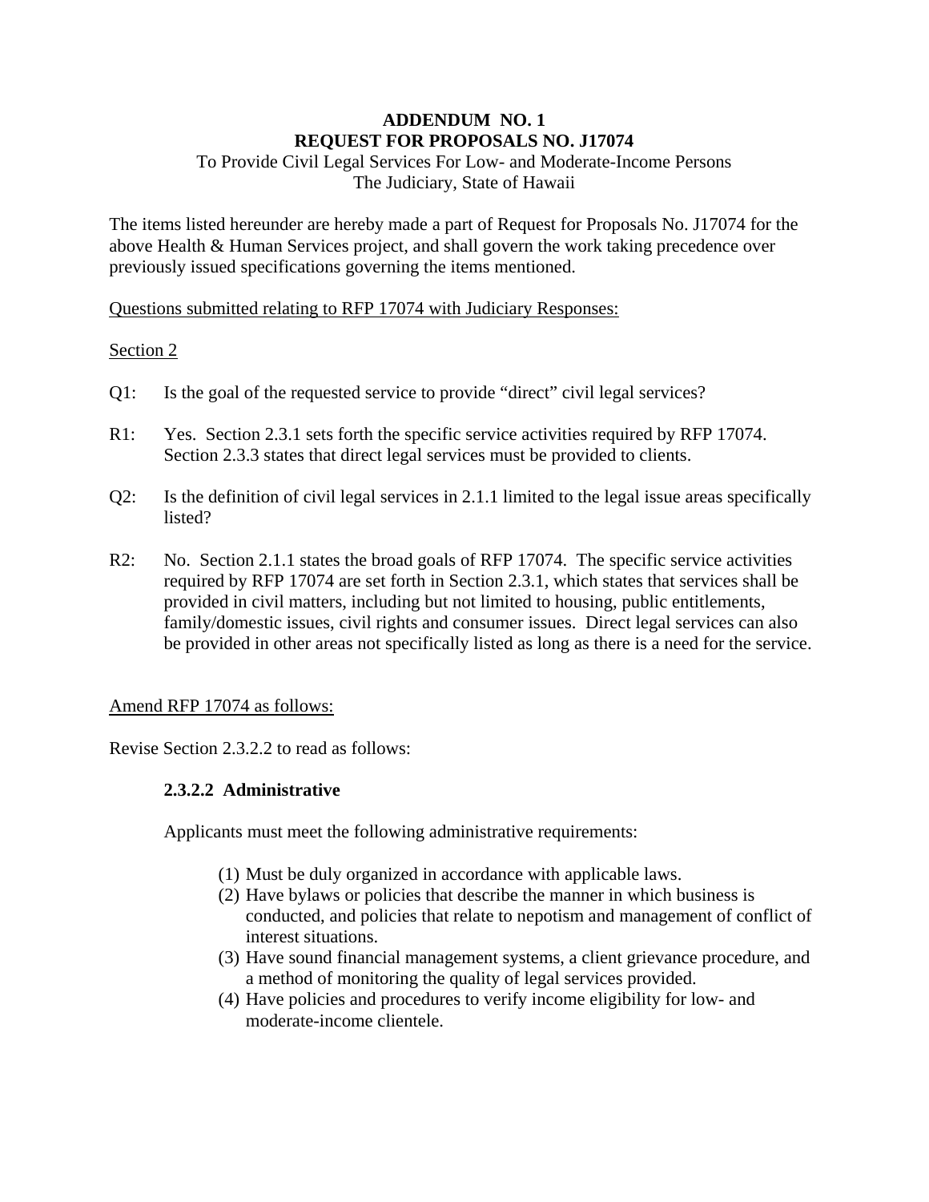**ADDENDUM NO. 1**
**REQUEST FOR PROPOSALS NO. J17074**
To Provide Civil Legal Services For Low- and Moderate-Income Persons
The Judiciary, State of Hawaii

The items listed hereunder are hereby made a part of Request for Proposals No. J17074 for the above Health & Human Services project, and shall govern the work taking precedence over previously issued specifications governing the items mentioned.

<u>Questions submitted relating to RFP 17074 with Judiciary Responses:</u>

<u>Section 2</u>

Q1: Is the goal of the requested service to provide "direct" civil legal services?

R1: Yes. Section 2.3.1 sets forth the specific service activities required by RFP 17074. Section 2.3.3 states that direct legal services must be provided to clients.

Q2: Is the definition of civil legal services in 2.1.1 limited to the legal issue areas specifically listed?

R2: No. Section 2.1.1 states the broad goals of RFP 17074. The specific service activities required by RFP 17074 are set forth in Section 2.3.1, which states that services shall be provided in civil matters, including but not limited to housing, public entitlements, family/domestic issues, civil rights and consumer issues. Direct legal services can also be provided in other areas not specifically listed as long as there is a need for the service.

<u>Amend RFP 17074 as follows:</u>

Revise Section 2.3.2.2 to read as follows:

**2.3.2.2 Administrative**

Applicants must meet the following administrative requirements:

(1) Must be duly organized in accordance with applicable laws.
(2) Have bylaws or policies that describe the manner in which business is conducted, and policies that relate to nepotism and management of conflict of interest situations.
(3) Have sound financial management systems, a client grievance procedure, and a method of monitoring the quality of legal services provided.
(4) Have policies and procedures to verify income eligibility for low- and moderate-income clientele.